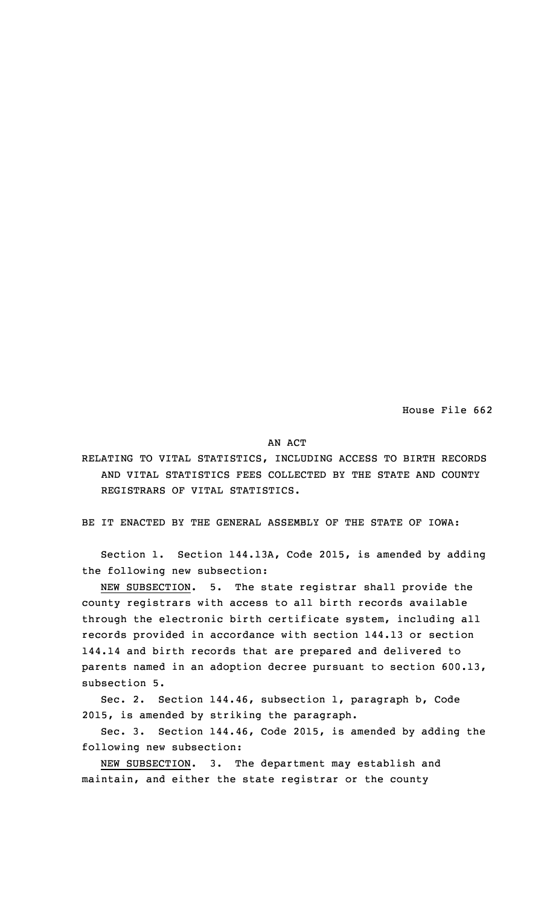House File 662

AN ACT

RELATING TO VITAL STATISTICS, INCLUDING ACCESS TO BIRTH RECORDS AND VITAL STATISTICS FEES COLLECTED BY THE STATE AND COUNTY REGISTRARS OF VITAL STATISTICS.

BE IT ENACTED BY THE GENERAL ASSEMBLY OF THE STATE OF IOWA:

Section 1. Section 144.13A, Code 2015, is amended by adding the following new subsection:

NEW SUBSECTION. 5. The state registrar shall provide the county registrars with access to all birth records available through the electronic birth certificate system, including all records provided in accordance with section 144.13 or section 144.14 and birth records that are prepared and delivered to parents named in an adoption decree pursuant to section 600.13, subsection 5.

Sec. 2. Section 144.46, subsection 1, paragraph b, Code 2015, is amended by striking the paragraph.

Sec. 3. Section 144.46, Code 2015, is amended by adding the following new subsection:

NEW SUBSECTION. 3. The department may establish and maintain, and either the state registrar or the county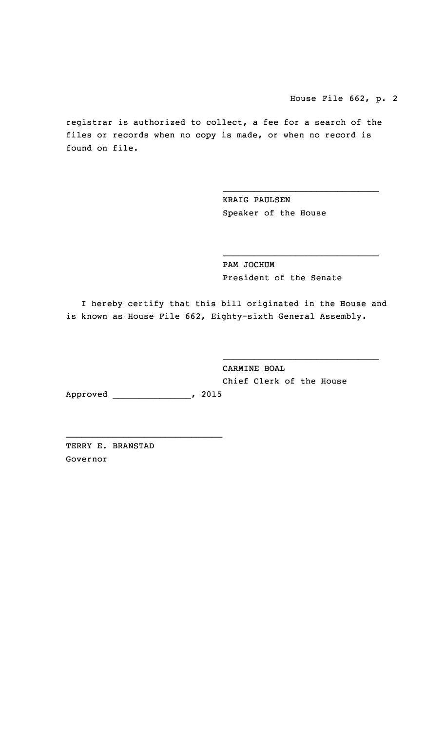registrar is authorized to collect, a fee for a search of the files or records when no copy is made, or when no record is found on file.

______________________________
KRAIG PAULSEN
Speaker of the House

______________________________
PAM JOCHUM
President of the Senate

I hereby certify that this bill originated in the House and is known as House File 662, Eighty-sixth General Assembly.

______________________________
CARMINE BOAL
Chief Clerk of the House

Approved _______________, 2015

______________________________
TERRY E. BRANSTAD
Governor